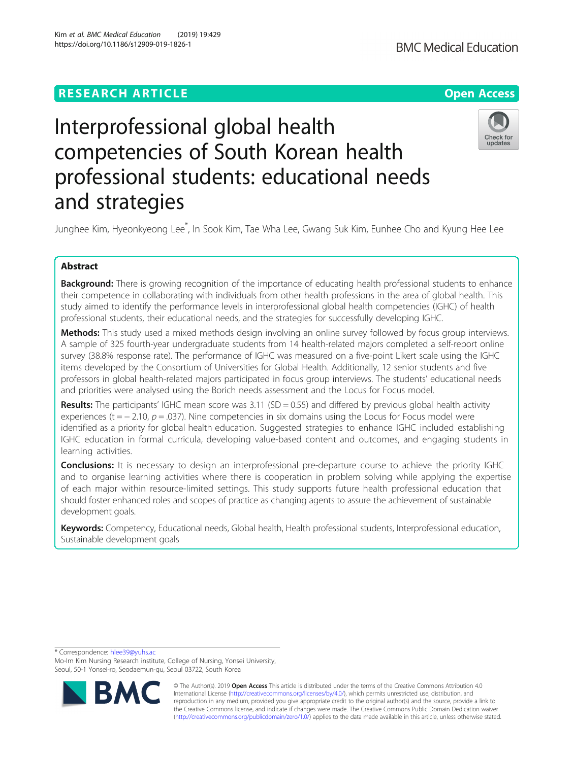RESEARCH ARTICLE

Open Access

# Interprofessional global health competencies of South Korean health professional students: educational needs and strategies

Junghee Kim, Hyeonkyeong Lee*, In Sook Kim, Tae Wha Lee, Gwang Suk Kim, Eunhee Cho and Kyung Hee Lee

## Abstract

**Background:** There is growing recognition of the importance of educating health professional students to enhance their competence in collaborating with individuals from other health professions in the area of global health. This study aimed to identify the performance levels in interprofessional global health competencies (IGHC) of health professional students, their educational needs, and the strategies for successfully developing IGHC.

**Methods:** This study used a mixed methods design involving an online survey followed by focus group interviews. A sample of 325 fourth-year undergraduate students from 14 health-related majors completed a self-report online survey (38.8% response rate). The performance of IGHC was measured on a five-point Likert scale using the IGHC items developed by the Consortium of Universities for Global Health. Additionally, 12 senior students and five professors in global health-related majors participated in focus group interviews. The students' educational needs and priorities were analysed using the Borich needs assessment and the Locus for Focus model.

**Results:** The participants' IGHC mean score was 3.11 (SD = 0.55) and differed by previous global health activity experiences ($t = -2.10$, $p = .037$). Nine competencies in six domains using the Locus for Focus model were identified as a priority for global health education. Suggested strategies to enhance IGHC included establishing IGHC education in formal curricula, developing value-based content and outcomes, and engaging students in learning activities.

**Conclusions:** It is necessary to design an interprofessional pre-departure course to achieve the priority IGHC and to organise learning activities where there is cooperation in problem solving while applying the expertise of each major within resource-limited settings. This study supports future health professional education that should foster enhanced roles and scopes of practice as changing agents to assure the achievement of sustainable development goals.

**Keywords:** Competency, Educational needs, Global health, Health professional students, Interprofessional education, Sustainable development goals

---

* Correspondence: hlee39@yuhs.ac
Mo-Im Kim Nursing Research institute, College of Nursing, Yonsei University, Seoul, 50-1 Yonsei-ro, Seodaemun-gu, Seoul 03722, South Korea

© The Author(s). 2019 **Open Access** This article is distributed under the terms of the Creative Commons Attribution 4.0 International License (http://creativecommons.org/licenses/by/4.0/), which permits unrestricted use, distribution, and reproduction in any medium, provided you give appropriate credit to the original author(s) and the source, provide a link to the Creative Commons license, and indicate if changes were made. The Creative Commons Public Domain Dedication waiver (http://creativecommons.org/publicdomain/zero/1.0/) applies to the data made available in this article, unless otherwise stated.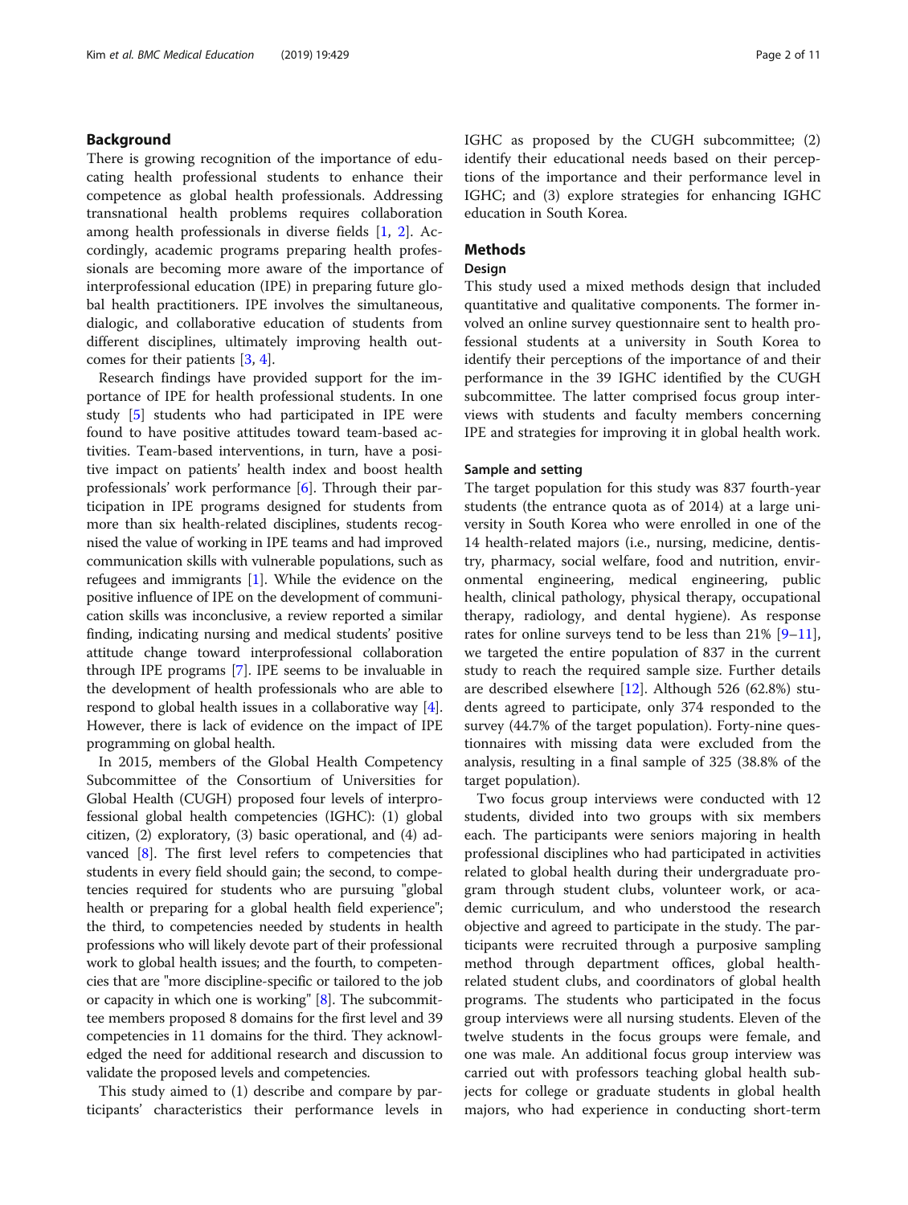## Background

There is growing recognition of the importance of educating health professional students to enhance their competence as global health professionals. Addressing transnational health problems requires collaboration among health professionals in diverse fields [1, 2]. Accordingly, academic programs preparing health professionals are becoming more aware of the importance of interprofessional education (IPE) in preparing future global health practitioners. IPE involves the simultaneous, dialogic, and collaborative education of students from different disciplines, ultimately improving health outcomes for their patients [3, 4].

Research findings have provided support for the importance of IPE for health professional students. In one study [5] students who had participated in IPE were found to have positive attitudes toward team-based activities. Team-based interventions, in turn, have a positive impact on patients' health index and boost health professionals' work performance [6]. Through their participation in IPE programs designed for students from more than six health-related disciplines, students recognised the value of working in IPE teams and had improved communication skills with vulnerable populations, such as refugees and immigrants [1]. While the evidence on the positive influence of IPE on the development of communication skills was inconclusive, a review reported a similar finding, indicating nursing and medical students' positive attitude change toward interprofessional collaboration through IPE programs [7]. IPE seems to be invaluable in the development of health professionals who are able to respond to global health issues in a collaborative way [4]. However, there is lack of evidence on the impact of IPE programming on global health.

In 2015, members of the Global Health Competency Subcommittee of the Consortium of Universities for Global Health (CUGH) proposed four levels of interprofessional global health competencies (IGHC): (1) global citizen, (2) exploratory, (3) basic operational, and (4) advanced [8]. The first level refers to competencies that students in every field should gain; the second, to competencies required for students who are pursuing "global health or preparing for a global health field experience"; the third, to competencies needed by students in health professions who will likely devote part of their professional work to global health issues; and the fourth, to competencies that are "more discipline-specific or tailored to the job or capacity in which one is working" [8]. The subcommittee members proposed 8 domains for the first level and 39 competencies in 11 domains for the third. They acknowledged the need for additional research and discussion to validate the proposed levels and competencies.

This study aimed to (1) describe and compare by participants' characteristics their performance levels in IGHC as proposed by the CUGH subcommittee; (2) identify their educational needs based on their perceptions of the importance and their performance level in IGHC; and (3) explore strategies for enhancing IGHC education in South Korea.

## Methods

### Design

This study used a mixed methods design that included quantitative and qualitative components. The former involved an online survey questionnaire sent to health professional students at a university in South Korea to identify their perceptions of the importance of and their performance in the 39 IGHC identified by the CUGH subcommittee. The latter comprised focus group interviews with students and faculty members concerning IPE and strategies for improving it in global health work.

### Sample and setting

The target population for this study was 837 fourth-year students (the entrance quota as of 2014) at a large university in South Korea who were enrolled in one of the 14 health-related majors (i.e., nursing, medicine, dentistry, pharmacy, social welfare, food and nutrition, environmental engineering, medical engineering, public health, clinical pathology, physical therapy, occupational therapy, radiology, and dental hygiene). As response rates for online surveys tend to be less than 21% [9–11], we targeted the entire population of 837 in the current study to reach the required sample size. Further details are described elsewhere [12]. Although 526 (62.8%) students agreed to participate, only 374 responded to the survey (44.7% of the target population). Forty-nine questionnaires with missing data were excluded from the analysis, resulting in a final sample of 325 (38.8% of the target population).

Two focus group interviews were conducted with 12 students, divided into two groups with six members each. The participants were seniors majoring in health professional disciplines who had participated in activities related to global health during their undergraduate program through student clubs, volunteer work, or academic curriculum, and who understood the research objective and agreed to participate in the study. The participants were recruited through a purposive sampling method through department offices, global health-related student clubs, and coordinators of global health programs. The students who participated in the focus group interviews were all nursing students. Eleven of the twelve students in the focus groups were female, and one was male. An additional focus group interview was carried out with professors teaching global health subjects for college or graduate students in global health majors, who had experience in conducting short-term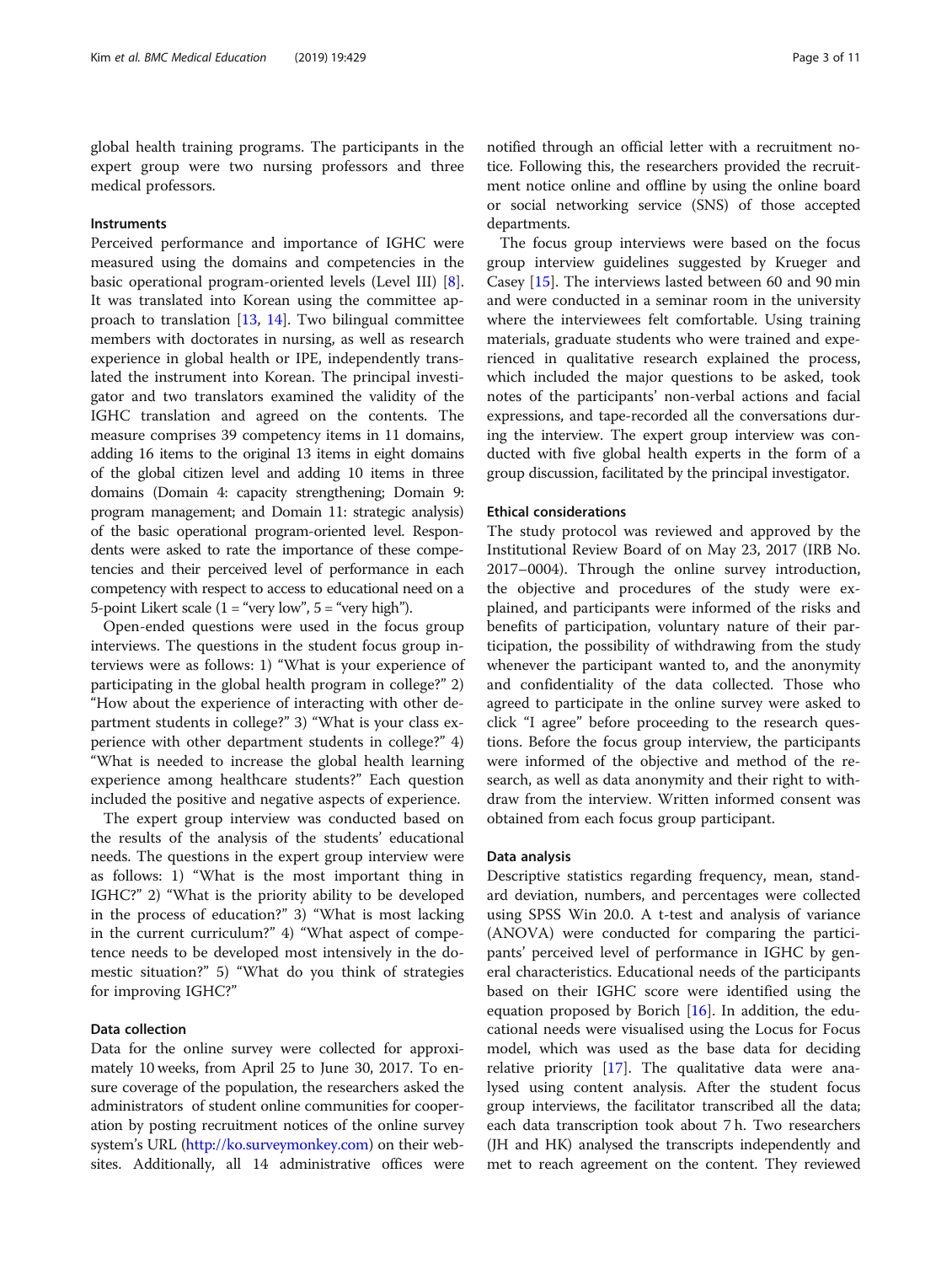global health training programs. The participants in the expert group were two nursing professors and three medical professors.

### Instruments

Perceived performance and importance of IGHC were measured using the domains and competencies in the basic operational program-oriented levels (Level III) [8]. It was translated into Korean using the committee approach to translation [13, 14]. Two bilingual committee members with doctorates in nursing, as well as research experience in global health or IPE, independently translated the instrument into Korean. The principal investigator and two translators examined the validity of the IGHC translation and agreed on the contents. The measure comprises 39 competency items in 11 domains, adding 16 items to the original 13 items in eight domains of the global citizen level and adding 10 items in three domains (Domain 4: capacity strengthening; Domain 9: program management; and Domain 11: strategic analysis) of the basic operational program-oriented level. Respondents were asked to rate the importance of these competencies and their perceived level of performance in each competency with respect to access to educational need on a 5-point Likert scale (1 = "very low", 5 = "very high").

Open-ended questions were used in the focus group interviews. The questions in the student focus group interviews were as follows: 1) "What is your experience of participating in the global health program in college?" 2) "How about the experience of interacting with other department students in college?" 3) "What is your class experience with other department students in college?" 4) "What is needed to increase the global health learning experience among healthcare students?" Each question included the positive and negative aspects of experience.

The expert group interview was conducted based on the results of the analysis of the students' educational needs. The questions in the expert group interview were as follows: 1) "What is the most important thing in IGHC?" 2) "What is the priority ability to be developed in the process of education?" 3) "What is most lacking in the current curriculum?" 4) "What aspect of competence needs to be developed most intensively in the domestic situation?" 5) "What do you think of strategies for improving IGHC?"

### Data collection

Data for the online survey were collected for approximately 10 weeks, from April 25 to June 30, 2017. To ensure coverage of the population, the researchers asked the administrators of student online communities for cooperation by posting recruitment notices of the online survey system's URL (http://ko.surveymonkey.com) on their websites. Additionally, all 14 administrative offices were notified through an official letter with a recruitment notice. Following this, the researchers provided the recruitment notice online and offline by using the online board or social networking service (SNS) of those accepted departments.

The focus group interviews were based on the focus group interview guidelines suggested by Krueger and Casey [15]. The interviews lasted between 60 and 90 min and were conducted in a seminar room in the university where the interviewees felt comfortable. Using training materials, graduate students who were trained and experienced in qualitative research explained the process, which included the major questions to be asked, took notes of the participants' non-verbal actions and facial expressions, and tape-recorded all the conversations during the interview. The expert group interview was conducted with five global health experts in the form of a group discussion, facilitated by the principal investigator.

### Ethical considerations

The study protocol was reviewed and approved by the Institutional Review Board of on May 23, 2017 (IRB No. 2017–0004). Through the online survey introduction, the objective and procedures of the study were explained, and participants were informed of the risks and benefits of participation, voluntary nature of their participation, the possibility of withdrawing from the study whenever the participant wanted to, and the anonymity and confidentiality of the data collected. Those who agreed to participate in the online survey were asked to click "I agree" before proceeding to the research questions. Before the focus group interview, the participants were informed of the objective and method of the research, as well as data anonymity and their right to withdraw from the interview. Written informed consent was obtained from each focus group participant.

### Data analysis

Descriptive statistics regarding frequency, mean, standard deviation, numbers, and percentages were collected using SPSS Win 20.0. A t-test and analysis of variance (ANOVA) were conducted for comparing the participants' perceived level of performance in IGHC by general characteristics. Educational needs of the participants based on their IGHC score were identified using the equation proposed by Borich [16]. In addition, the educational needs were visualised using the Locus for Focus model, which was used as the base data for deciding relative priority [17]. The qualitative data were analysed using content analysis. After the student focus group interviews, the facilitator transcribed all the data; each data transcription took about 7 h. Two researchers (JH and HK) analysed the transcripts independently and met to reach agreement on the content. They reviewed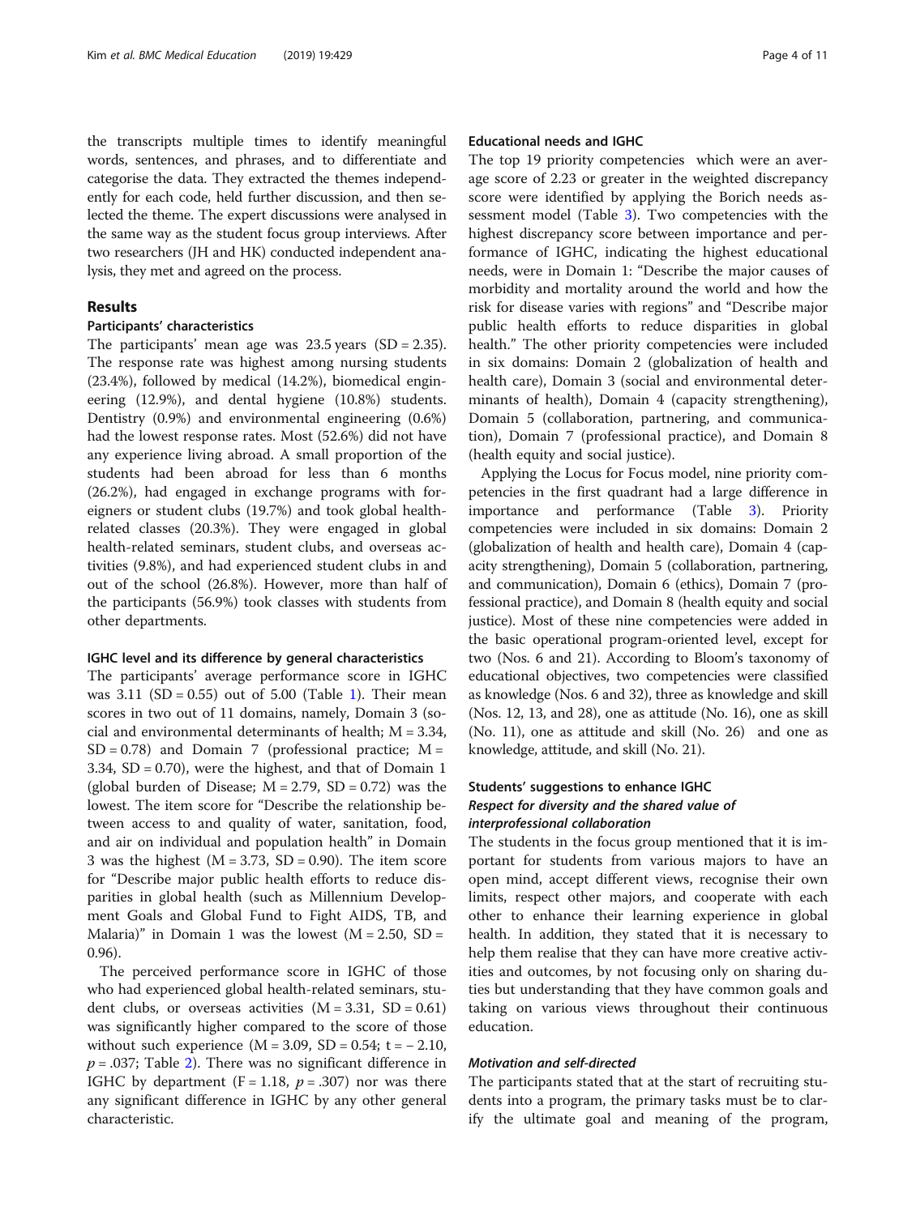the transcripts multiple times to identify meaningful words, sentences, and phrases, and to differentiate and categorise the data. They extracted the themes independently for each code, held further discussion, and then selected the theme. The expert discussions were analysed in the same way as the student focus group interviews. After two researchers (JH and HK) conducted independent analysis, they met and agreed on the process.

## Results

### Participants' characteristics

The participants' mean age was 23.5 years (SD = 2.35). The response rate was highest among nursing students (23.4%), followed by medical (14.2%), biomedical engineering (12.9%), and dental hygiene (10.8%) students. Dentistry (0.9%) and environmental engineering (0.6%) had the lowest response rates. Most (52.6%) did not have any experience living abroad. A small proportion of the students had been abroad for less than 6 months (26.2%), had engaged in exchange programs with foreigners or student clubs (19.7%) and took global health-related classes (20.3%). They were engaged in global health-related seminars, student clubs, and overseas activities (9.8%), and had experienced student clubs in and out of the school (26.8%). However, more than half of the participants (56.9%) took classes with students from other departments.

### IGHC level and its difference by general characteristics

The participants' average performance score in IGHC was 3.11 (SD = 0.55) out of 5.00 (Table 1). Their mean scores in two out of 11 domains, namely, Domain 3 (social and environmental determinants of health; M = 3.34, SD = 0.78) and Domain 7 (professional practice; M = 3.34, SD = 0.70), were the highest, and that of Domain 1 (global burden of Disease; M = 2.79, SD = 0.72) was the lowest. The item score for "Describe the relationship between access to and quality of water, sanitation, food, and air on individual and population health" in Domain 3 was the highest (M = 3.73, SD = 0.90). The item score for "Describe major public health efforts to reduce disparities in global health (such as Millennium Development Goals and Global Fund to Fight AIDS, TB, and Malaria)" in Domain 1 was the lowest (M = 2.50, SD = 0.96).

The perceived performance score in IGHC of those who had experienced global health-related seminars, student clubs, or overseas activities (M = 3.31, SD = 0.61) was significantly higher compared to the score of those without such experience (M = 3.09, SD = 0.54; $t = -2.10$, $p = .037$; Table 2). There was no significant difference in IGHC by department ($F = 1.18$, $p = .307$) nor was there any significant difference in IGHC by any other general characteristic.

### Educational needs and IGHC

The top 19 priority competencies which were an average score of 2.23 or greater in the weighted discrepancy score were identified by applying the Borich needs assessment model (Table 3). Two competencies with the highest discrepancy score between importance and performance of IGHC, indicating the highest educational needs, were in Domain 1: "Describe the major causes of morbidity and mortality around the world and how the risk for disease varies with regions" and "Describe major public health efforts to reduce disparities in global health." The other priority competencies were included in six domains: Domain 2 (globalization of health and health care), Domain 3 (social and environmental determinants of health), Domain 4 (capacity strengthening), Domain 5 (collaboration, partnering, and communication), Domain 7 (professional practice), and Domain 8 (health equity and social justice).

Applying the Locus for Focus model, nine priority competencies in the first quadrant had a large difference in importance and performance (Table 3). Priority competencies were included in six domains: Domain 2 (globalization of health and health care), Domain 4 (capacity strengthening), Domain 5 (collaboration, partnering, and communication), Domain 6 (ethics), Domain 7 (professional practice), and Domain 8 (health equity and social justice). Most of these nine competencies were added in the basic operational program-oriented level, except for two (Nos. 6 and 21). According to Bloom's taxonomy of educational objectives, two competencies were classified as knowledge (Nos. 6 and 32), three as knowledge and skill (Nos. 12, 13, and 28), one as attitude (No. 16), one as skill (No. 11), one as attitude and skill (No. 26) and one as knowledge, attitude, and skill (No. 21).

### Students' suggestions to enhance IGHC

#### *Respect for diversity and the shared value of interprofessional collaboration*

The students in the focus group mentioned that it is important for students from various majors to have an open mind, accept different views, recognise their own limits, respect other majors, and cooperate with each other to enhance their learning experience in global health. In addition, they stated that it is necessary to help them realise that they can have more creative activities and outcomes, by not focusing only on sharing duties but understanding that they have common goals and taking on various views throughout their continuous education.

#### *Motivation and self-directed*

The participants stated that at the start of recruiting students into a program, the primary tasks must be to clarify the ultimate goal and meaning of the program,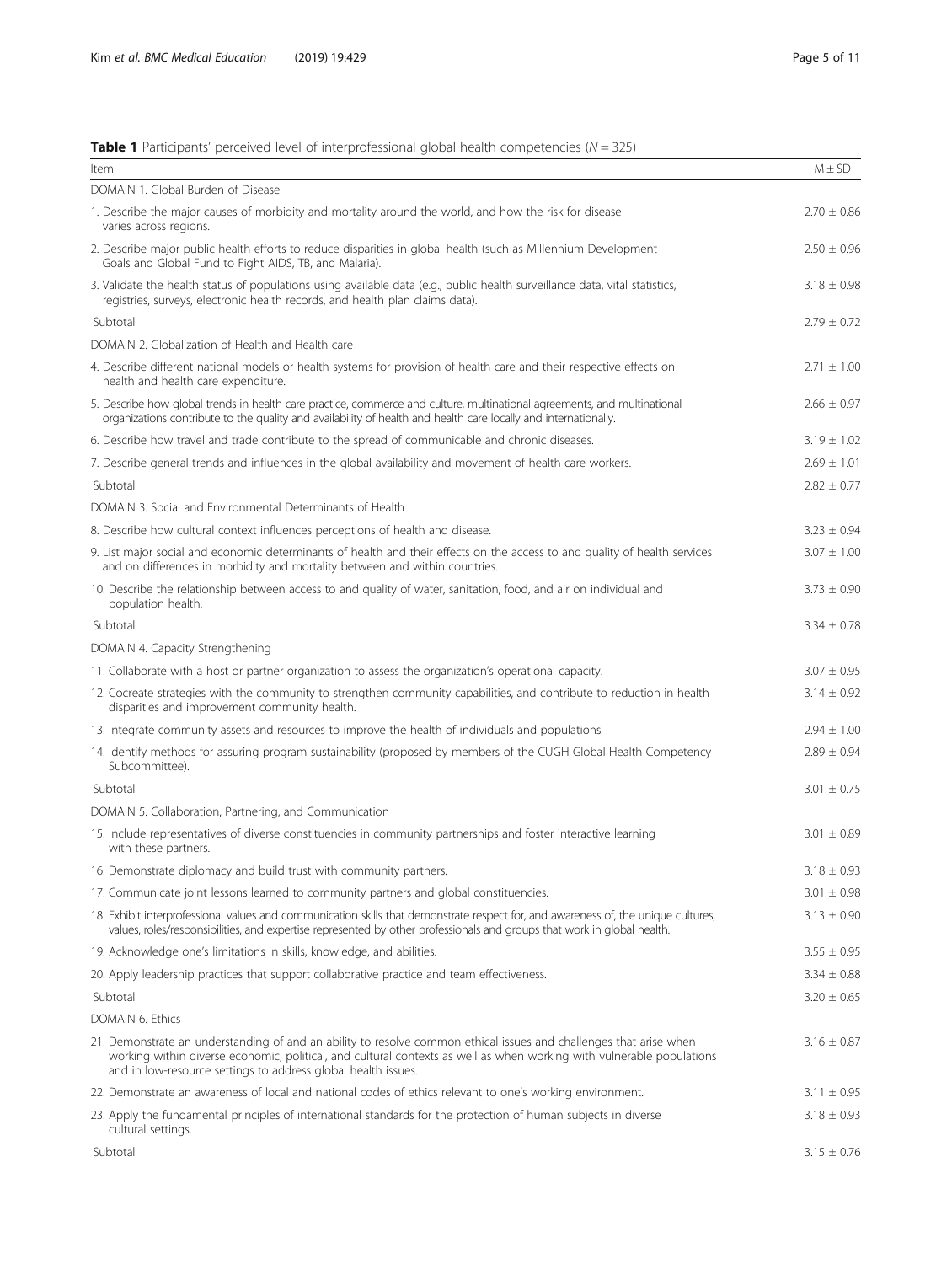**Table 1** Participants' perceived level of interprofessional global health competencies ($N = 325$)

| Item | M ± SD |
|---|---|
| DOMAIN 1. Global Burden of Disease | |
| 1. Describe the major causes of morbidity and mortality around the world, and how the risk for disease varies across regions. | 2.70 ± 0.86 |
| 2. Describe major public health efforts to reduce disparities in global health (such as Millennium Development Goals and Global Fund to Fight AIDS, TB, and Malaria). | 2.50 ± 0.96 |
| 3. Validate the health status of populations using available data (e.g., public health surveillance data, vital statistics, registries, surveys, electronic health records, and health plan claims data). | 3.18 ± 0.98 |
| Subtotal | 2.79 ± 0.72 |
| DOMAIN 2. Globalization of Health and Health care | |
| 4. Describe different national models or health systems for provision of health care and their respective effects on health and health care expenditure. | 2.71 ± 1.00 |
| 5. Describe how global trends in health care practice, commerce and culture, multinational agreements, and multinational organizations contribute to the quality and availability of health and health care locally and internationally. | 2.66 ± 0.97 |
| 6. Describe how travel and trade contribute to the spread of communicable and chronic diseases. | 3.19 ± 1.02 |
| 7. Describe general trends and influences in the global availability and movement of health care workers. | 2.69 ± 1.01 |
| Subtotal | 2.82 ± 0.77 |
| DOMAIN 3. Social and Environmental Determinants of Health | |
| 8. Describe how cultural context influences perceptions of health and disease. | 3.23 ± 0.94 |
| 9. List major social and economic determinants of health and their effects on the access to and quality of health services and on differences in morbidity and mortality between and within countries. | 3.07 ± 1.00 |
| 10. Describe the relationship between access to and quality of water, sanitation, food, and air on individual and population health. | 3.73 ± 0.90 |
| Subtotal | 3.34 ± 0.78 |
| DOMAIN 4. Capacity Strengthening | |
| 11. Collaborate with a host or partner organization to assess the organization's operational capacity. | 3.07 ± 0.95 |
| 12. Cocreate strategies with the community to strengthen community capabilities, and contribute to reduction in health disparities and improvement community health. | 3.14 ± 0.92 |
| 13. Integrate community assets and resources to improve the health of individuals and populations. | 2.94 ± 1.00 |
| 14. Identify methods for assuring program sustainability (proposed by members of the CUGH Global Health Competency Subcommittee). | 2.89 ± 0.94 |
| Subtotal | 3.01 ± 0.75 |
| DOMAIN 5. Collaboration, Partnering, and Communication | |
| 15. Include representatives of diverse constituencies in community partnerships and foster interactive learning with these partners. | 3.01 ± 0.89 |
| 16. Demonstrate diplomacy and build trust with community partners. | 3.18 ± 0.93 |
| 17. Communicate joint lessons learned to community partners and global constituencies. | 3.01 ± 0.98 |
| 18. Exhibit interprofessional values and communication skills that demonstrate respect for, and awareness of, the unique cultures, values, roles/responsibilities, and expertise represented by other professionals and groups that work in global health. | 3.13 ± 0.90 |
| 19. Acknowledge one's limitations in skills, knowledge, and abilities. | 3.55 ± 0.95 |
| 20. Apply leadership practices that support collaborative practice and team effectiveness. | 3.34 ± 0.88 |
| Subtotal | 3.20 ± 0.65 |
| DOMAIN 6. Ethics | |
| 21. Demonstrate an understanding of and an ability to resolve common ethical issues and challenges that arise when working within diverse economic, political, and cultural contexts as well as when working with vulnerable populations and in low-resource settings to address global health issues. | 3.16 ± 0.87 |
| 22. Demonstrate an awareness of local and national codes of ethics relevant to one's working environment. | 3.11 ± 0.95 |
| 23. Apply the fundamental principles of international standards for the protection of human subjects in diverse cultural settings. | 3.18 ± 0.93 |
| Subtotal | 3.15 ± 0.76 |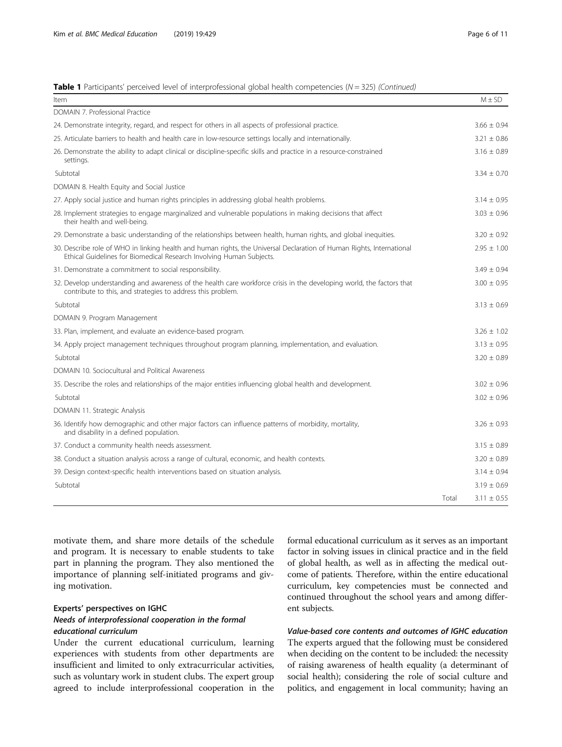**Table 1** Participants' perceived level of interprofessional global health competencies (N = 325) *(Continued)*

| Item | M ± SD |
|---|---|
| DOMAIN 7. Professional Practice | |
| 24. Demonstrate integrity, regard, and respect for others in all aspects of professional practice. | 3.66 ± 0.94 |
| 25. Articulate barriers to health and health care in low-resource settings locally and internationally. | 3.21 ± 0.86 |
| 26. Demonstrate the ability to adapt clinical or discipline-specific skills and practice in a resource-constrained settings. | 3.16 ± 0.89 |
| Subtotal | 3.34 ± 0.70 |
| DOMAIN 8. Health Equity and Social Justice | |
| 27. Apply social justice and human rights principles in addressing global health problems. | 3.14 ± 0.95 |
| 28. Implement strategies to engage marginalized and vulnerable populations in making decisions that affect their health and well-being. | 3.03 ± 0.96 |
| 29. Demonstrate a basic understanding of the relationships between health, human rights, and global inequities. | 3.20 ± 0.92 |
| 30. Describe role of WHO in linking health and human rights, the Universal Declaration of Human Rights, International Ethical Guidelines for Biomedical Research Involving Human Subjects. | 2.95 ± 1.00 |
| 31. Demonstrate a commitment to social responsibility. | 3.49 ± 0.94 |
| 32. Develop understanding and awareness of the health care workforce crisis in the developing world, the factors that contribute to this, and strategies to address this problem. | 3.00 ± 0.95 |
| Subtotal | 3.13 ± 0.69 |
| DOMAIN 9. Program Management | |
| 33. Plan, implement, and evaluate an evidence-based program. | 3.26 ± 1.02 |
| 34. Apply project management techniques throughout program planning, implementation, and evaluation. | 3.13 ± 0.95 |
| Subtotal | 3.20 ± 0.89 |
| DOMAIN 10. Sociocultural and Political Awareness | |
| 35. Describe the roles and relationships of the major entities influencing global health and development. | 3.02 ± 0.96 |
| Subtotal | 3.02 ± 0.96 |
| DOMAIN 11. Strategic Analysis | |
| 36. Identify how demographic and other major factors can influence patterns of morbidity, mortality, and disability in a defined population. | 3.26 ± 0.93 |
| 37. Conduct a community health needs assessment. | 3.15 ± 0.89 |
| 38. Conduct a situation analysis across a range of cultural, economic, and health contexts. | 3.20 ± 0.89 |
| 39. Design context-specific health interventions based on situation analysis. | 3.14 ± 0.94 |
| Subtotal | 3.19 ± 0.69 |
| Total | 3.11 ± 0.55 |

motivate them, and share more details of the schedule and program. It is necessary to enable students to take part in planning the program. They also mentioned the importance of planning self-initiated programs and giving motivation.

### Experts' perspectives on IGHC

#### *Needs of interprofessional cooperation in the formal educational curriculum*

Under the current educational curriculum, learning experiences with students from other departments are insufficient and limited to only extracurricular activities, such as voluntary work in student clubs. The expert group agreed to include interprofessional cooperation in the formal educational curriculum as it serves as an important factor in solving issues in clinical practice and in the field of global health, as well as in affecting the medical outcome of patients. Therefore, within the entire educational curriculum, key competencies must be connected and continued throughout the school years and among different subjects.

#### *Value-based core contents and outcomes of IGHC education*

The experts argued that the following must be considered when deciding on the content to be included: the necessity of raising awareness of health equality (a determinant of social health); considering the role of social culture and politics, and engagement in local community; having an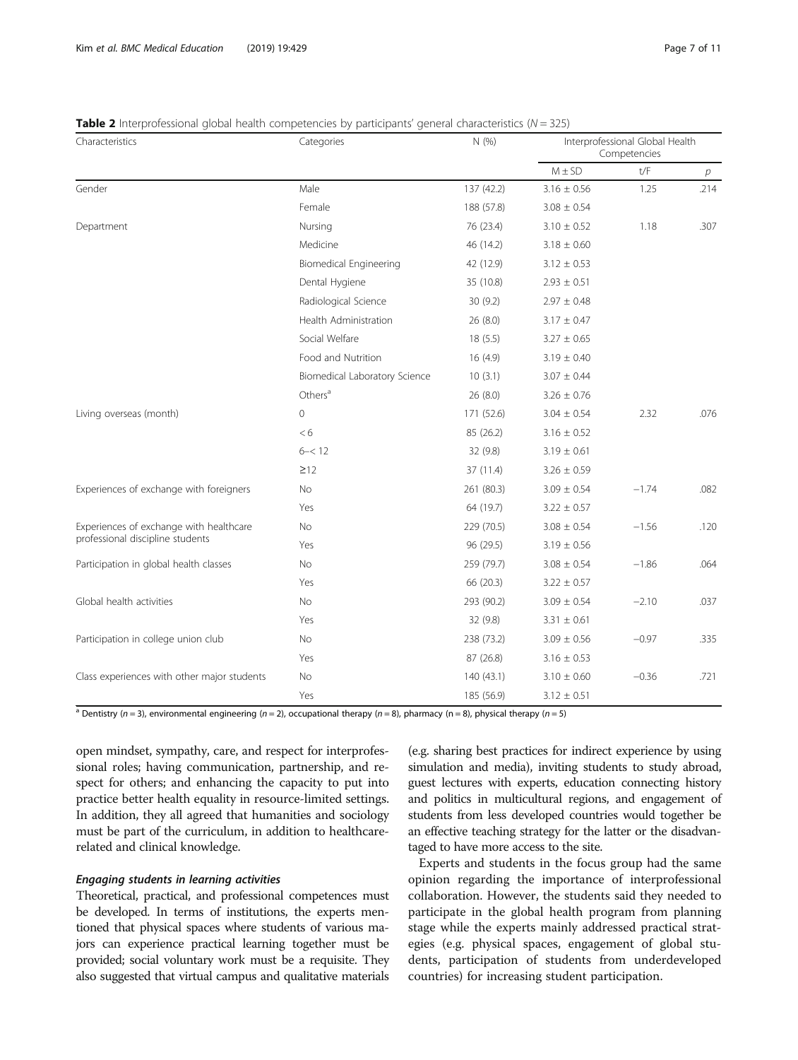**Table 2** Interprofessional global health competencies by participants' general characteristics ($N = 325$)

| Characteristics | Categories | N (%) | Interprofessional Global Health Competencies | | |
|---|---|---|---|---|---|
| | | | M ± SD | t/F | $p$ |
| Gender | Male | 137 (42.2) | 3.16 ± 0.56 | 1.25 | .214 |
| | Female | 188 (57.8) | 3.08 ± 0.54 | | |
| Department | Nursing | 76 (23.4) | 3.10 ± 0.52 | 1.18 | .307 |
| | Medicine | 46 (14.2) | 3.18 ± 0.60 | | |
| | Biomedical Engineering | 42 (12.9) | 3.12 ± 0.53 | | |
| | Dental Hygiene | 35 (10.8) | 2.93 ± 0.51 | | |
| | Radiological Science | 30 (9.2) | 2.97 ± 0.48 | | |
| | Health Administration | 26 (8.0) | 3.17 ± 0.47 | | |
| | Social Welfare | 18 (5.5) | 3.27 ± 0.65 | | |
| | Food and Nutrition | 16 (4.9) | 3.19 ± 0.40 | | |
| | Biomedical Laboratory Science | 10 (3.1) | 3.07 ± 0.44 | | |
| | Others[a] | 26 (8.0) | 3.26 ± 0.76 | | |
| Living overseas (month) | 0 | 171 (52.6) | 3.04 ± 0.54 | 2.32 | .076 |
| | < 6 | 85 (26.2) | 3.16 ± 0.52 | | |
| | 6–< 12 | 32 (9.8) | 3.19 ± 0.61 | | |
| | ≥12 | 37 (11.4) | 3.26 ± 0.59 | | |
| Experiences of exchange with foreigners | No | 261 (80.3) | 3.09 ± 0.54 | −1.74 | .082 |
| | Yes | 64 (19.7) | 3.22 ± 0.57 | | |
| Experiences of exchange with healthcare professional discipline students | No | 229 (70.5) | 3.08 ± 0.54 | −1.56 | .120 |
| | Yes | 96 (29.5) | 3.19 ± 0.56 | | |
| Participation in global health classes | No | 259 (79.7) | 3.08 ± 0.54 | −1.86 | .064 |
| | Yes | 66 (20.3) | 3.22 ± 0.57 | | |
| Global health activities | No | 293 (90.2) | 3.09 ± 0.54 | −2.10 | .037 |
| | Yes | 32 (9.8) | 3.31 ± 0.61 | | |
| Participation in college union club | No | 238 (73.2) | 3.09 ± 0.56 | −0.97 | .335 |
| | Yes | 87 (26.8) | 3.16 ± 0.53 | | |
| Class experiences with other major students | No | 140 (43.1) | 3.10 ± 0.60 | −0.36 | .721 |
| | Yes | 185 (56.9) | 3.12 ± 0.51 | | |

[a] Dentistry ($n = 3$), environmental engineering ($n = 2$), occupational therapy ($n = 8$), pharmacy ($n = 8$), physical therapy ($n = 5$)

open mindset, sympathy, care, and respect for interprofessional roles; having communication, partnership, and respect for others; and enhancing the capacity to put into practice better health equality in resource-limited settings. In addition, they all agreed that humanities and sociology must be part of the curriculum, in addition to healthcare-related and clinical knowledge.

#### *Engaging students in learning activities*

Theoretical, practical, and professional competences must be developed. In terms of institutions, the experts mentioned that physical spaces where students of various majors can experience practical learning together must be provided; social voluntary work must be a requisite. They also suggested that virtual campus and qualitative materials (e.g. sharing best practices for indirect experience by using simulation and media), inviting students to study abroad, guest lectures with experts, education connecting history and politics in multicultural regions, and engagement of students from less developed countries would together be an effective teaching strategy for the latter or the disadvantaged to have more access to the site.

Experts and students in the focus group had the same opinion regarding the importance of interprofessional collaboration. However, the students said they needed to participate in the global health program from planning stage while the experts mainly addressed practical strategies (e.g. physical spaces, engagement of global students, participation of students from underdeveloped countries) for increasing student participation.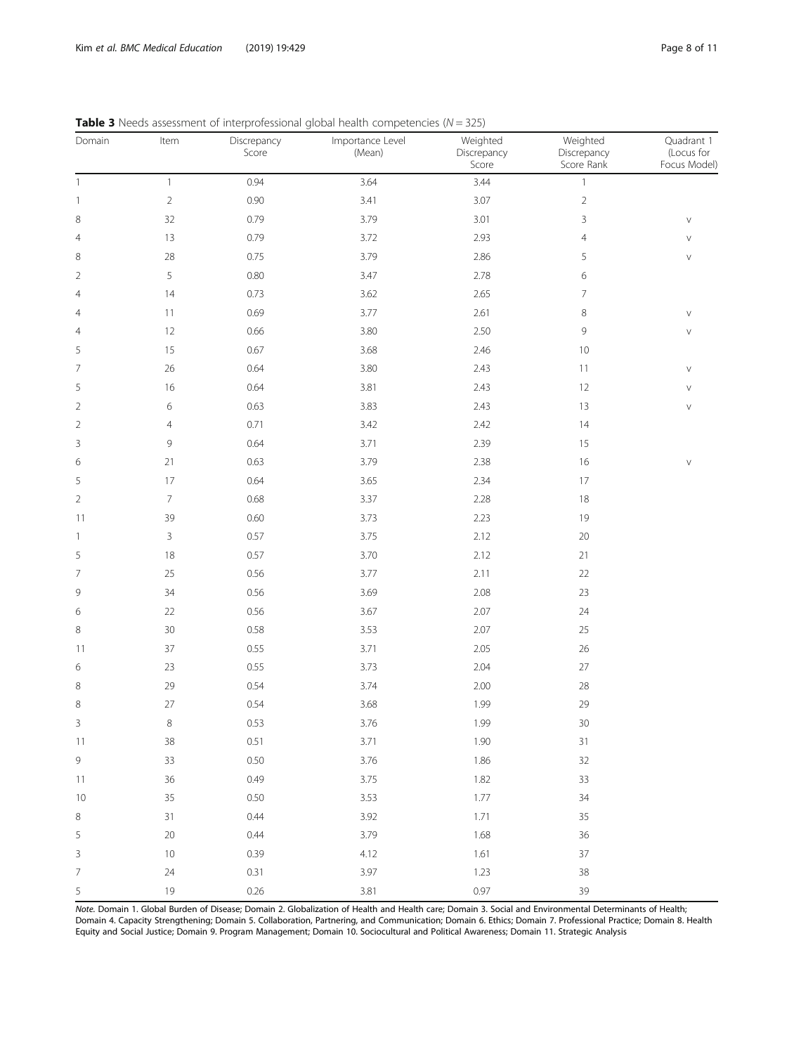**Table 3** Needs assessment of interprofessional global health competencies ($N = 325$)

| Domain | Item | Discrepancy Score | Importance Level (Mean) | Weighted Discrepancy Score | Weighted Discrepancy Score Rank | Quadrant 1 (Locus for Focus Model) |
|---|---|---|---|---|---|---|
| 1 | 1 | 0.94 | 3.64 | 3.44 | 1 | |
| 1 | 2 | 0.90 | 3.41 | 3.07 | 2 | |
| 8 | 32 | 0.79 | 3.79 | 3.01 | 3 | v |
| 4 | 13 | 0.79 | 3.72 | 2.93 | 4 | v |
| 8 | 28 | 0.75 | 3.79 | 2.86 | 5 | v |
| 2 | 5 | 0.80 | 3.47 | 2.78 | 6 | |
| 4 | 14 | 0.73 | 3.62 | 2.65 | 7 | |
| 4 | 11 | 0.69 | 3.77 | 2.61 | 8 | v |
| 4 | 12 | 0.66 | 3.80 | 2.50 | 9 | v |
| 5 | 15 | 0.67 | 3.68 | 2.46 | 10 | |
| 7 | 26 | 0.64 | 3.80 | 2.43 | 11 | v |
| 5 | 16 | 0.64 | 3.81 | 2.43 | 12 | v |
| 2 | 6 | 0.63 | 3.83 | 2.43 | 13 | v |
| 2 | 4 | 0.71 | 3.42 | 2.42 | 14 | |
| 3 | 9 | 0.64 | 3.71 | 2.39 | 15 | |
| 6 | 21 | 0.63 | 3.79 | 2.38 | 16 | v |
| 5 | 17 | 0.64 | 3.65 | 2.34 | 17 | |
| 2 | 7 | 0.68 | 3.37 | 2.28 | 18 | |
| 11 | 39 | 0.60 | 3.73 | 2.23 | 19 | |
| 1 | 3 | 0.57 | 3.75 | 2.12 | 20 | |
| 5 | 18 | 0.57 | 3.70 | 2.12 | 21 | |
| 7 | 25 | 0.56 | 3.77 | 2.11 | 22 | |
| 9 | 34 | 0.56 | 3.69 | 2.08 | 23 | |
| 6 | 22 | 0.56 | 3.67 | 2.07 | 24 | |
| 8 | 30 | 0.58 | 3.53 | 2.07 | 25 | |
| 11 | 37 | 0.55 | 3.71 | 2.05 | 26 | |
| 6 | 23 | 0.55 | 3.73 | 2.04 | 27 | |
| 8 | 29 | 0.54 | 3.74 | 2.00 | 28 | |
| 8 | 27 | 0.54 | 3.68 | 1.99 | 29 | |
| 3 | 8 | 0.53 | 3.76 | 1.99 | 30 | |
| 11 | 38 | 0.51 | 3.71 | 1.90 | 31 | |
| 9 | 33 | 0.50 | 3.76 | 1.86 | 32 | |
| 11 | 36 | 0.49 | 3.75 | 1.82 | 33 | |
| 10 | 35 | 0.50 | 3.53 | 1.77 | 34 | |
| 8 | 31 | 0.44 | 3.92 | 1.71 | 35 | |
| 5 | 20 | 0.44 | 3.79 | 1.68 | 36 | |
| 3 | 10 | 0.39 | 4.12 | 1.61 | 37 | |
| 7 | 24 | 0.31 | 3.97 | 1.23 | 38 | |
| 5 | 19 | 0.26 | 3.81 | 0.97 | 39 | |

*Note.* Domain 1. Global Burden of Disease; Domain 2. Globalization of Health and Health care; Domain 3. Social and Environmental Determinants of Health; Domain 4. Capacity Strengthening; Domain 5. Collaboration, Partnering, and Communication; Domain 6. Ethics; Domain 7. Professional Practice; Domain 8. Health Equity and Social Justice; Domain 9. Program Management; Domain 10. Sociocultural and Political Awareness; Domain 11. Strategic Analysis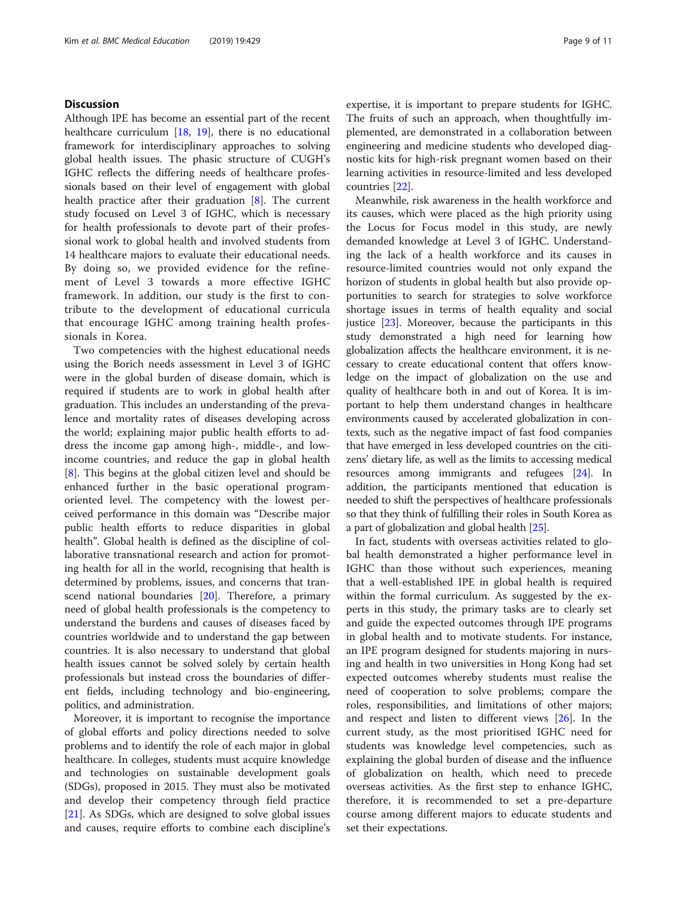## Discussion

Although IPE has become an essential part of the recent healthcare curriculum [18, 19], there is no educational framework for interdisciplinary approaches to solving global health issues. The phasic structure of CUGH's IGHC reflects the differing needs of healthcare professionals based on their level of engagement with global health practice after their graduation [8]. The current study focused on Level 3 of IGHC, which is necessary for health professionals to devote part of their professional work to global health and involved students from 14 healthcare majors to evaluate their educational needs. By doing so, we provided evidence for the refinement of Level 3 towards a more effective IGHC framework. In addition, our study is the first to contribute to the development of educational curricula that encourage IGHC among training health professionals in Korea.

Two competencies with the highest educational needs using the Borich needs assessment in Level 3 of IGHC were in the global burden of disease domain, which is required if students are to work in global health after graduation. This includes an understanding of the prevalence and mortality rates of diseases developing across the world; explaining major public health efforts to address the income gap among high-, middle-, and low-income countries, and reduce the gap in global health [8]. This begins at the global citizen level and should be enhanced further in the basic operational program-oriented level. The competency with the lowest perceived performance in this domain was "Describe major public health efforts to reduce disparities in global health". Global health is defined as the discipline of collaborative transnational research and action for promoting health for all in the world, recognising that health is determined by problems, issues, and concerns that transcend national boundaries [20]. Therefore, a primary need of global health professionals is the competency to understand the burdens and causes of diseases faced by countries worldwide and to understand the gap between countries. It is also necessary to understand that global health issues cannot be solved solely by certain health professionals but instead cross the boundaries of different fields, including technology and bio-engineering, politics, and administration.

Moreover, it is important to recognise the importance of global efforts and policy directions needed to solve problems and to identify the role of each major in global healthcare. In colleges, students must acquire knowledge and technologies on sustainable development goals (SDGs), proposed in 2015. They must also be motivated and develop their competency through field practice [21]. As SDGs, which are designed to solve global issues and causes, require efforts to combine each discipline's expertise, it is important to prepare students for IGHC. The fruits of such an approach, when thoughtfully implemented, are demonstrated in a collaboration between engineering and medicine students who developed diagnostic kits for high-risk pregnant women based on their learning activities in resource-limited and less developed countries [22].

Meanwhile, risk awareness in the health workforce and its causes, which were placed as the high priority using the Locus for Focus model in this study, are newly demanded knowledge at Level 3 of IGHC. Understanding the lack of a health workforce and its causes in resource-limited countries would not only expand the horizon of students in global health but also provide opportunities to search for strategies to solve workforce shortage issues in terms of health equality and social justice [23]. Moreover, because the participants in this study demonstrated a high need for learning how globalization affects the healthcare environment, it is necessary to create educational content that offers knowledge on the impact of globalization on the use and quality of healthcare both in and out of Korea. It is important to help them understand changes in healthcare environments caused by accelerated globalization in contexts, such as the negative impact of fast food companies that have emerged in less developed countries on the citizens' dietary life, as well as the limits to accessing medical resources among immigrants and refugees [24]. In addition, the participants mentioned that education is needed to shift the perspectives of healthcare professionals so that they think of fulfilling their roles in South Korea as a part of globalization and global health [25].

In fact, students with overseas activities related to global health demonstrated a higher performance level in IGHC than those without such experiences, meaning that a well-established IPE in global health is required within the formal curriculum. As suggested by the experts in this study, the primary tasks are to clearly set and guide the expected outcomes through IPE programs in global health and to motivate students. For instance, an IPE program designed for students majoring in nursing and health in two universities in Hong Kong had set expected outcomes whereby students must realise the need of cooperation to solve problems; compare the roles, responsibilities, and limitations of other majors; and respect and listen to different views [26]. In the current study, as the most prioritised IGHC need for students was knowledge level competencies, such as explaining the global burden of disease and the influence of globalization on health, which need to precede overseas activities. As the first step to enhance IGHC, therefore, it is recommended to set a pre-departure course among different majors to educate students and set their expectations.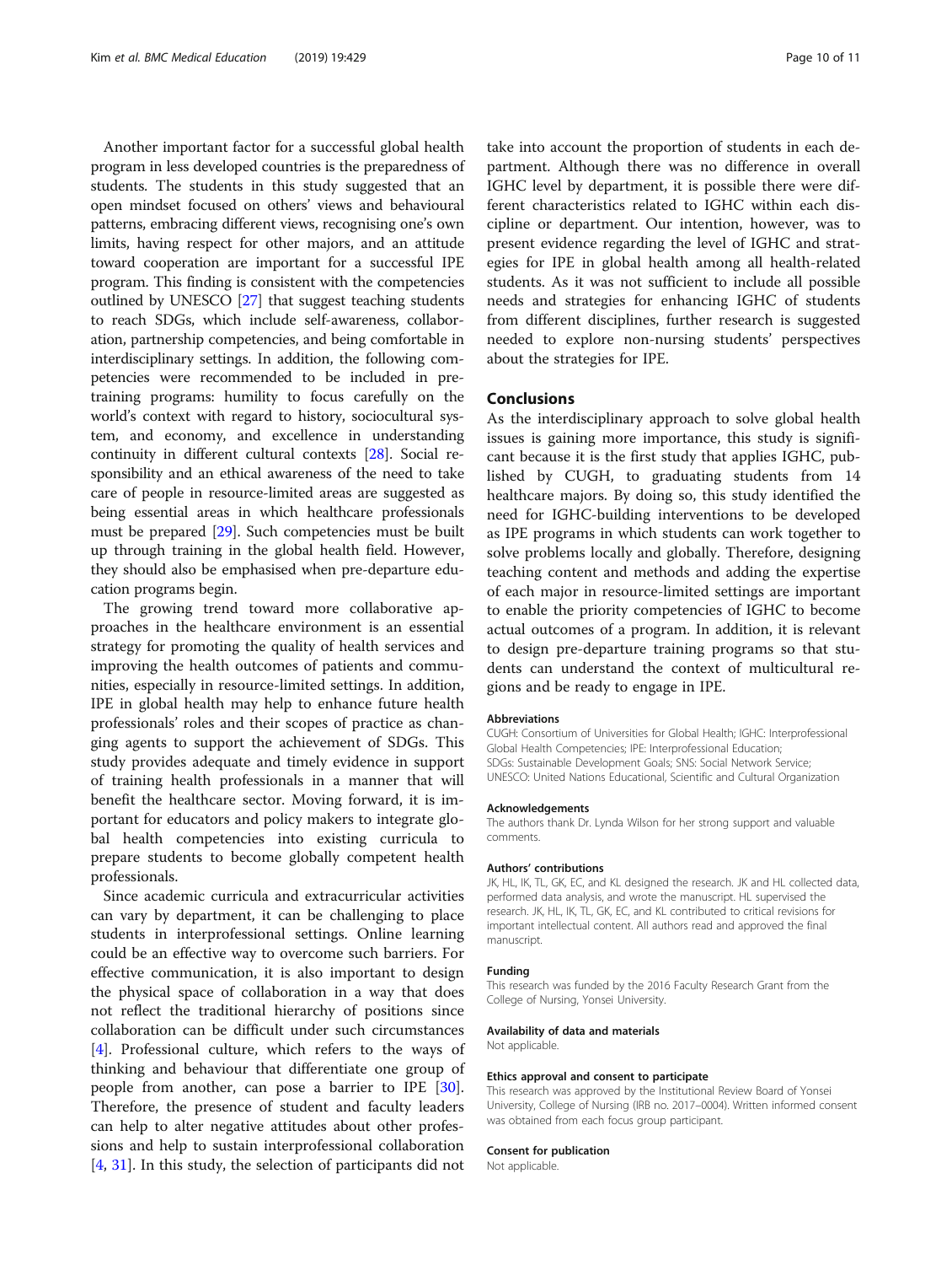Another important factor for a successful global health program in less developed countries is the preparedness of students. The students in this study suggested that an open mindset focused on others' views and behavioural patterns, embracing different views, recognising one's own limits, having respect for other majors, and an attitude toward cooperation are important for a successful IPE program. This finding is consistent with the competencies outlined by UNESCO [27] that suggest teaching students to reach SDGs, which include self-awareness, collaboration, partnership competencies, and being comfortable in interdisciplinary settings. In addition, the following competencies were recommended to be included in pre-training programs: humility to focus carefully on the world's context with regard to history, sociocultural system, and economy, and excellence in understanding continuity in different cultural contexts [28]. Social responsibility and an ethical awareness of the need to take care of people in resource-limited areas are suggested as being essential areas in which healthcare professionals must be prepared [29]. Such competencies must be built up through training in the global health field. However, they should also be emphasised when pre-departure education programs begin.

The growing trend toward more collaborative approaches in the healthcare environment is an essential strategy for promoting the quality of health services and improving the health outcomes of patients and communities, especially in resource-limited settings. In addition, IPE in global health may help to enhance future health professionals' roles and their scopes of practice as changing agents to support the achievement of SDGs. This study provides adequate and timely evidence in support of training health professionals in a manner that will benefit the healthcare sector. Moving forward, it is important for educators and policy makers to integrate global health competencies into existing curricula to prepare students to become globally competent health professionals.

Since academic curricula and extracurricular activities can vary by department, it can be challenging to place students in interprofessional settings. Online learning could be an effective way to overcome such barriers. For effective communication, it is also important to design the physical space of collaboration in a way that does not reflect the traditional hierarchy of positions since collaboration can be difficult under such circumstances [4]. Professional culture, which refers to the ways of thinking and behaviour that differentiate one group of people from another, can pose a barrier to IPE [30]. Therefore, the presence of student and faculty leaders can help to alter negative attitudes about other professions and help to sustain interprofessional collaboration [4, 31]. In this study, the selection of participants did not take into account the proportion of students in each department. Although there was no difference in overall IGHC level by department, it is possible there were different characteristics related to IGHC within each discipline or department. Our intention, however, was to present evidence regarding the level of IGHC and strategies for IPE in global health among all health-related students. As it was not sufficient to include all possible needs and strategies for enhancing IGHC of students from different disciplines, further research is suggested needed to explore non-nursing students' perspectives about the strategies for IPE.

## Conclusions

As the interdisciplinary approach to solve global health issues is gaining more importance, this study is significant because it is the first study that applies IGHC, published by CUGH, to graduating students from 14 healthcare majors. By doing so, this study identified the need for IGHC-building interventions to be developed as IPE programs in which students can work together to solve problems locally and globally. Therefore, designing teaching content and methods and adding the expertise of each major in resource-limited settings are important to enable the priority competencies of IGHC to become actual outcomes of a program. In addition, it is relevant to design pre-departure training programs so that students can understand the context of multicultural regions and be ready to engage in IPE.

#### Abbreviations

CUGH: Consortium of Universities for Global Health; IGHC: Interprofessional Global Health Competencies; IPE: Interprofessional Education; SDGs: Sustainable Development Goals; SNS: Social Network Service; UNESCO: United Nations Educational, Scientific and Cultural Organization

#### Acknowledgements

The authors thank Dr. Lynda Wilson for her strong support and valuable comments.

#### Authors' contributions

JK, HL, IK, TL, GK, EC, and KL designed the research. JK and HL collected data, performed data analysis, and wrote the manuscript. HL supervised the research. JK, HL, IK, TL, GK, EC, and KL contributed to critical revisions for important intellectual content. All authors read and approved the final manuscript.

#### Funding

This research was funded by the 2016 Faculty Research Grant from the College of Nursing, Yonsei University.

#### Availability of data and materials

Not applicable.

#### Ethics approval and consent to participate

This research was approved by the Institutional Review Board of Yonsei University, College of Nursing (IRB no. 2017–0004). Written informed consent was obtained from each focus group participant.

#### Consent for publication

Not applicable.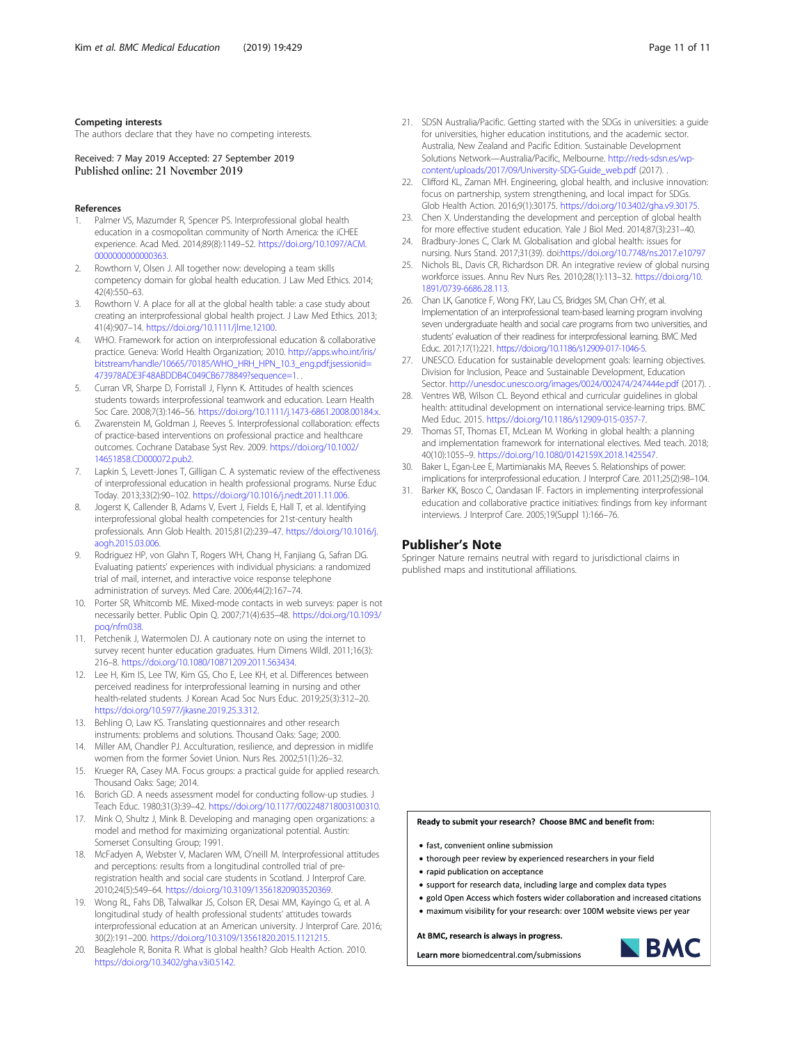### Competing interests

The authors declare that they have no competing interests.

Received: 7 May 2019 Accepted: 27 September 2019
Published online: 21 November 2019

### References

1. Palmer VS, Mazumder R, Spencer PS. Interprofessional global health education in a cosmopolitan community of North America: the iCHEE experience. Acad Med. 2014;89(8):1149–52. https://doi.org/10.1097/ACM.0000000000000363.
2. Rowthorn V, Olsen J. All together now: developing a team skills competency domain for global health education. J Law Med Ethics. 2014; 42(4):550–63.
3. Rowthorn V. A place for all at the global health table: a case study about creating an interprofessional global health project. J Law Med Ethics. 2013; 41(4):907–14. https://doi.org/10.1111/jlme.12100.
4. WHO. Framework for action on interprofessional education & collaborative practice. Geneva: World Health Organization; 2010. http://apps.who.int/iris/bitstream/handle/10665/70185/WHO_HRH_HPN_10.3_eng.pdf;jsessionid=473978ADE3F48ABDDB4C049CB6778849?sequence=1. .
5. Curran VR, Sharpe D, Forristall J, Flynn K. Attitudes of health sciences students towards interprofessional teamwork and education. Learn Health Soc Care. 2008;7(3):146–56. https://doi.org/10.1111/j.1473-6861.2008.00184.x.
6. Zwarenstein M, Goldman J, Reeves S. Interprofessional collaboration: effects of practice-based interventions on professional practice and healthcare outcomes. Cochrane Database Syst Rev. 2009. https://doi.org/10.1002/14651858.CD000072.pub2.
7. Lapkin S, Levett-Jones T, Gilligan C. A systematic review of the effectiveness of interprofessional education in health professional programs. Nurse Educ Today. 2013;33(2):90–102. https://doi.org/10.1016/j.nedt.2011.11.006.
8. Jogerst K, Callender B, Adams V, Evert J, Fields E, Hall T, et al. Identifying interprofessional global health competencies for 21st-century health professionals. Ann Glob Health. 2015;81(2):239–47. https://doi.org/10.1016/j.aogh.2015.03.006.
9. Rodriguez HP, von Glahn T, Rogers WH, Chang H, Fanjiang G, Safran DG. Evaluating patients' experiences with individual physicians: a randomized trial of mail, internet, and interactive voice response telephone administration of surveys. Med Care. 2006;44(2):167–74.
10. Porter SR, Whitcomb ME. Mixed-mode contacts in web surveys: paper is not necessarily better. Public Opin Q. 2007;71(4):635–48. https://doi.org/10.1093/poq/nfm038.
11. Petchenik J, Watermolen DJ. A cautionary note on using the internet to survey recent hunter education graduates. Hum Dimens Wildl. 2011;16(3): 216–8. https://doi.org/10.1080/10871209.2011.563434.
12. Lee H, Kim IS, Lee TW, Kim GS, Cho E, Lee KH, et al. Differences between perceived readiness for interprofessional learning in nursing and other health-related students. J Korean Acad Soc Nurs Educ. 2019;25(3):312–20. https://doi.org/10.5977/jkasne.2019.25.3.312.
13. Behling O, Law KS. Translating questionnaires and other research instruments: problems and solutions. Thousand Oaks: Sage; 2000.
14. Miller AM, Chandler PJ. Acculturation, resilience, and depression in midlife women from the former Soviet Union. Nurs Res. 2002;51(1):26–32.
15. Krueger RA, Casey MA. Focus groups: a practical guide for applied research. Thousand Oaks: Sage; 2014.
16. Borich GD. A needs assessment model for conducting follow-up studies. J Teach Educ. 1980;31(3):39–42. https://doi.org/10.1177/002248718003100310.
17. Mink O, Shultz J, Mink B. Developing and managing open organizations: a model and method for maximizing organizational potential. Austin: Somerset Consulting Group; 1991.
18. McFadyen A, Webster V, Maclaren WM, O'neill M. Interprofessional attitudes and perceptions: results from a longitudinal controlled trial of pre-registration health and social care students in Scotland. J Interprof Care. 2010;24(5):549–64. https://doi.org/10.3109/13561820903520369.
19. Wong RL, Fahs DB, Talwalkar JS, Colson ER, Desai MM, Kayingo G, et al. A longitudinal study of health professional students' attitudes towards interprofessional education at an American university. J Interprof Care. 2016; 30(2):191–200. https://doi.org/10.3109/13561820.2015.1121215.
20. Beaglehole R, Bonita R. What is global health? Glob Health Action. 2010. https://doi.org/10.3402/gha.v3i0.5142.
21. SDSN Australia/Pacific. Getting started with the SDGs in universities: a guide for universities, higher education institutions, and the academic sector. Australia, New Zealand and Pacific Edition. Sustainable Development Solutions Network—Australia/Pacific, Melbourne. http://reds-sdsn.es/wp-content/uploads/2017/09/University-SDG-Guide_web.pdf (2017). .
22. Clifford KL, Zaman MH. Engineering, global health, and inclusive innovation: focus on partnership, system strengthening, and local impact for SDGs. Glob Health Action. 2016;9(1):30175. https://doi.org/10.3402/gha.v9.30175.
23. Chen X. Understanding the development and perception of global health for more effective student education. Yale J Biol Med. 2014;87(3):231–40.
24. Bradbury-Jones C, Clark M. Globalisation and global health: issues for nursing. Nurs Stand. 2017;31(39). doi:https://doi.org/10.7748/ns.2017.e10797
25. Nichols BL, Davis CR, Richardson DR. An integrative review of global nursing workforce issues. Annu Rev Nurs Res. 2010;28(1):113–32. https://doi.org/10.1891/0739-6686.28.113.
26. Chan LK, Ganotice F, Wong FKY, Lau CS, Bridges SM, Chan CHY, et al. Implementation of an interprofessional team-based learning program involving seven undergraduate health and social care programs from two universities, and students' evaluation of their readiness for interprofessional learning. BMC Med Educ. 2017;17(1):221. https://doi.org/10.1186/s12909-017-1046-5.
27. UNESCO. Education for sustainable development goals: learning objectives. Division for Inclusion, Peace and Sustainable Development, Education Sector. http://unesdoc.unesco.org/images/0024/002474/247444e.pdf (2017). .
28. Ventres WB, Wilson CL. Beyond ethical and curricular guidelines in global health: attitudinal development on international service-learning trips. BMC Med Educ. 2015. https://doi.org/10.1186/s12909-015-0357-7.
29. Thomas ST, Thomas ET, McLean M. Working in global health: a planning and implementation framework for international electives. Med teach. 2018; 40(10):1055–9. https://doi.org/10.1080/0142159X.2018.1425547.
30. Baker L, Egan-Lee E, Martimianakis MA, Reeves S. Relationships of power: implications for interprofessional education. J Interprof Care. 2011;25(2):98–104.
31. Barker KK, Bosco C, Oandasan IF. Factors in implementing interprofessional education and collaborative practice initiatives: findings from key informant interviews. J Interprof Care. 2005;19(Suppl 1):166–76.

## Publisher's Note

Springer Nature remains neutral with regard to jurisdictional claims in published maps and institutional affiliations.

**Ready to submit your research? Choose BMC and benefit from:**

- fast, convenient online submission
- thorough peer review by experienced researchers in your field
- rapid publication on acceptance
- support for research data, including large and complex data types
- gold Open Access which fosters wider collaboration and increased citations
- maximum visibility for your research: over 100M website views per year

**At BMC, research is always in progress.**

**Learn more** biomedcentral.com/submissions

BMC